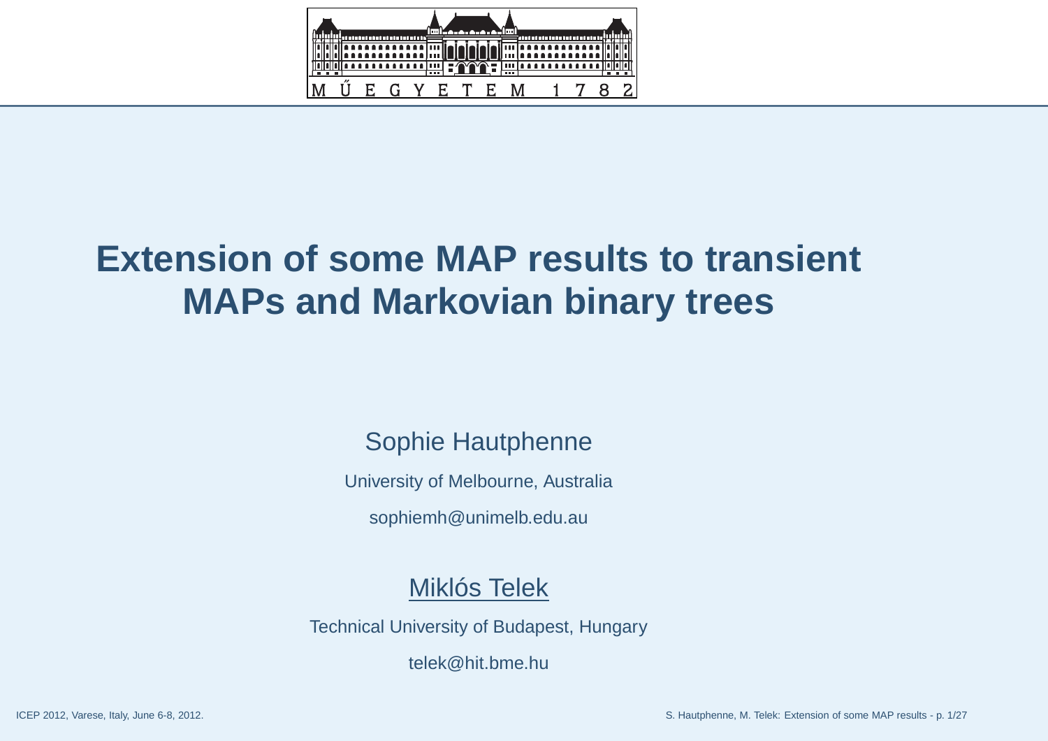# Extension of some MAP results to transient MAPs and Markovian binary trees

Sophie Hautphenne

University of Melbourne, Australia

sophiemh@unimelb.edu.au

Miklós Telek

Technical University of Budapest, Hungary

telek@hit.bme.hu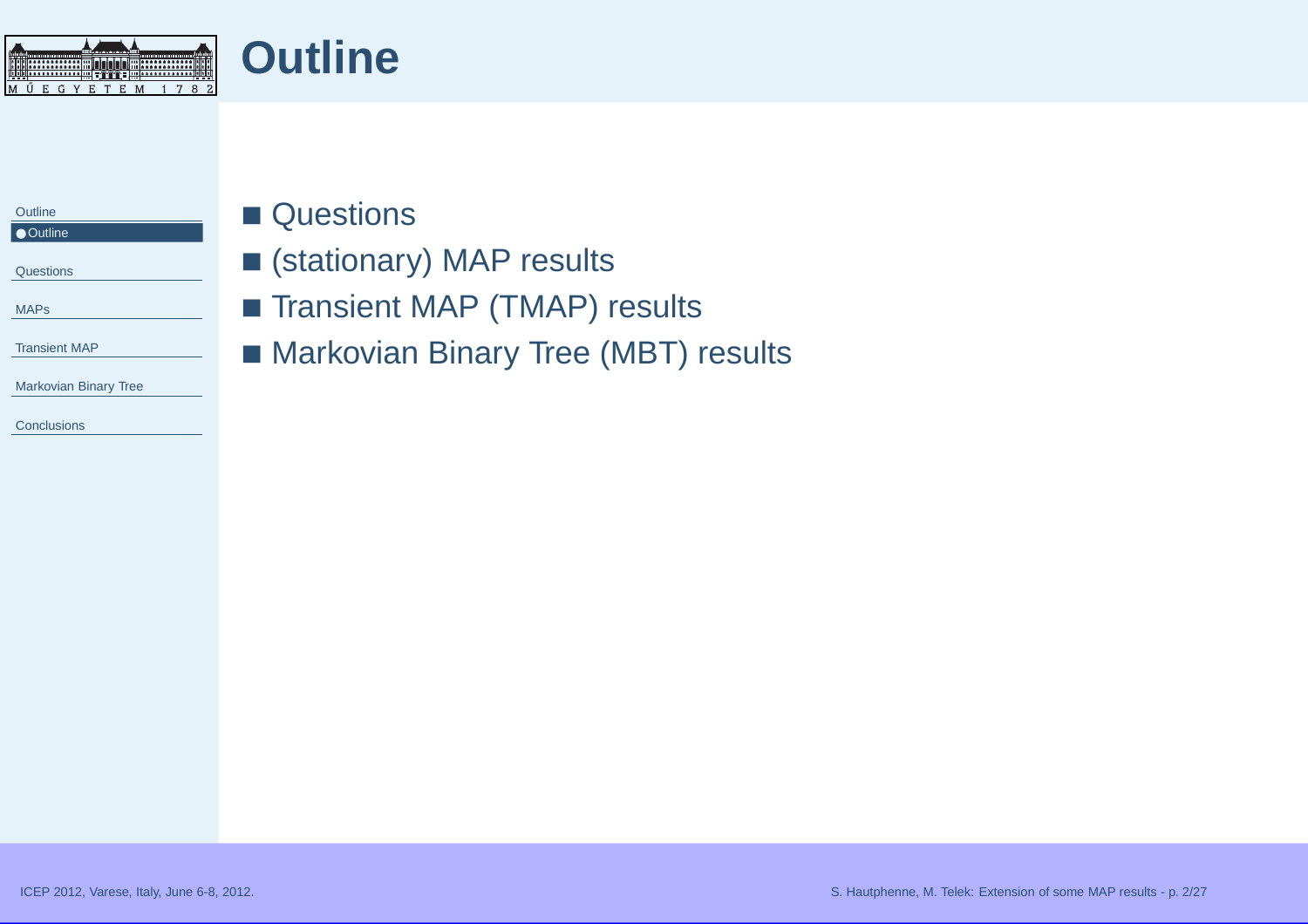# Outline

- Questions
- (stationary) MAP results
- Transient MAP (TMAP) results
- Markovian Binary Tree (MBT) results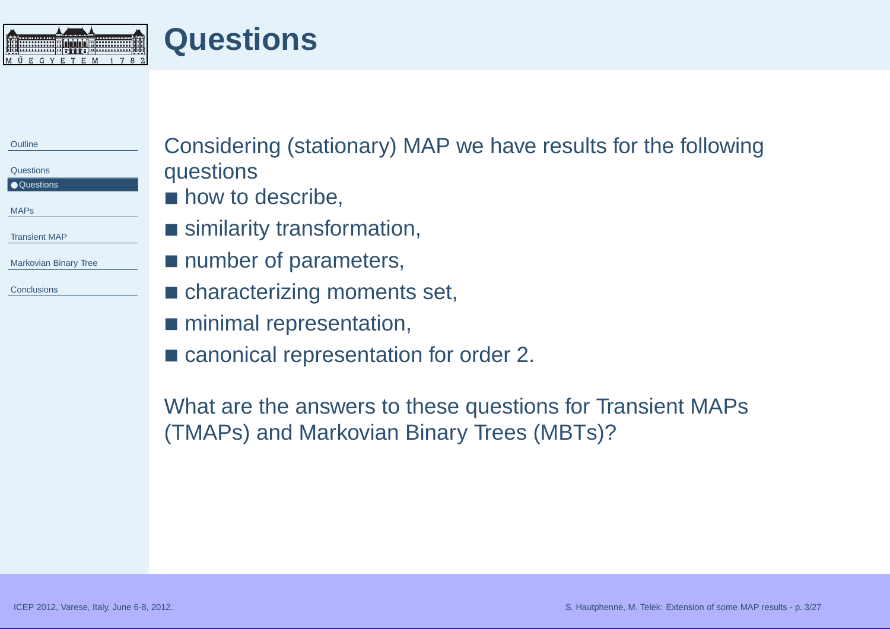# Questions

Considering (stationary) MAP we have results for the following questions

- how to describe,
- similarity transformation,
- number of parameters,
- characterizing moments set,
- minimal representation,
- canonical representation for order 2.

What are the answers to these questions for Transient MAPs (TMAPs) and Markovian Binary Trees (MBTs)?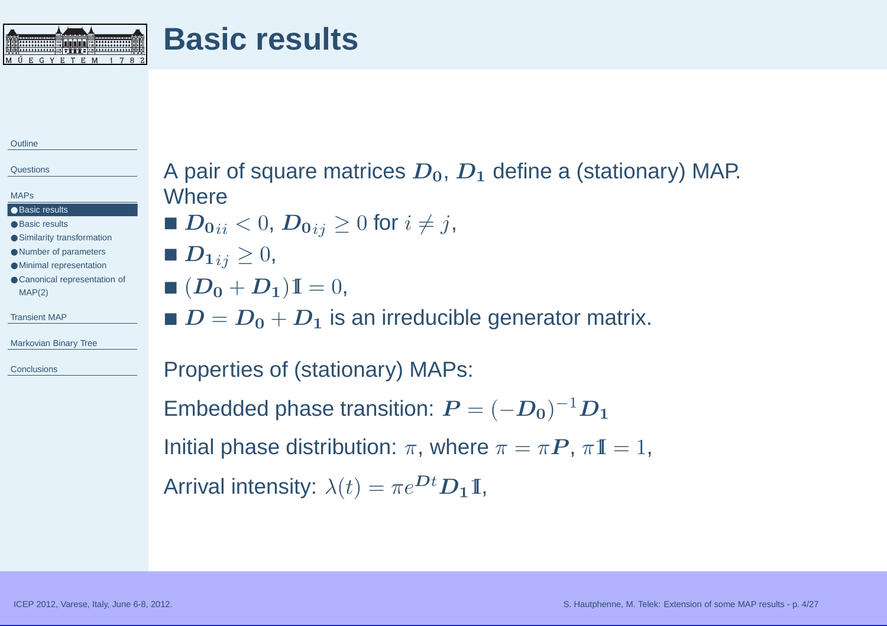# Basic results

A pair of square matrices $\boldsymbol{D_0}$, $\boldsymbol{D_1}$ define a (stationary) MAP. Where

- $\boldsymbol{D_0}_{ii} < 0$, $\boldsymbol{D_0}_{ij} \geq 0$ for $i \neq j$,
- $\boldsymbol{D_1}_{ij} \geq 0$,
- $(\boldsymbol{D_0} + \boldsymbol{D_1})\mathbb{1} = 0$,
- $\boldsymbol{D} = \boldsymbol{D_0} + \boldsymbol{D_1}$ is an irreducible generator matrix.

Properties of (stationary) MAPs:

Embedded phase transition: $\boldsymbol{P} = (-\boldsymbol{D_0})^{-1}\boldsymbol{D_1}$

Initial phase distribution: $\pi$, where $\pi = \pi \boldsymbol{P}$, $\pi \mathbb{1} = 1$,

Arrival intensity: $\lambda(t) = \pi e^{\boldsymbol{D}t} \boldsymbol{D_1} \mathbb{1}$,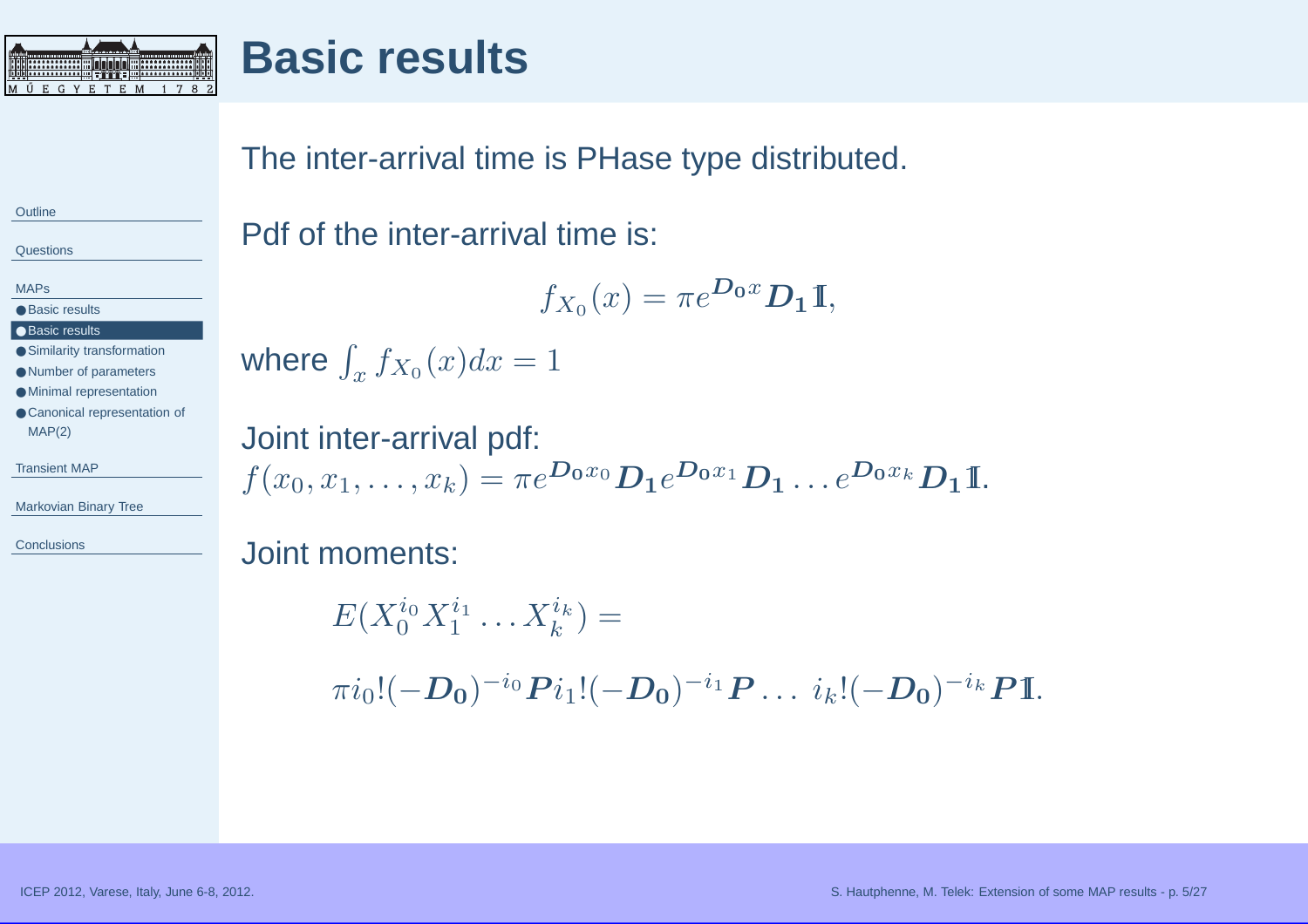# Basic results

The inter-arrival time is PHase type distributed.

Pdf of the inter-arrival time is:

$$f_{X_0}(x) = \pi e^{\boldsymbol{D_0} x} \boldsymbol{D_1} \mathbb{1},$$

where $\int_x f_{X_0}(x)dx = 1$

Joint inter-arrival pdf:
$f(x_0, x_1, \ldots, x_k) = \pi e^{\boldsymbol{D_0} x_0} \boldsymbol{D_1} e^{\boldsymbol{D_0} x_1} \boldsymbol{D_1} \ldots e^{\boldsymbol{D_0} x_k} \boldsymbol{D_1} \mathbb{1}.$

Joint moments:

$$E(X_0^{i_0} X_1^{i_1} \ldots X_k^{i_k}) =$$

$$\pi i_0!(-\boldsymbol{D_0})^{-i_0} \boldsymbol{P} i_1!(-\boldsymbol{D_0})^{-i_1} \boldsymbol{P} \ldots \; i_k!(-\boldsymbol{D_0})^{-i_k} \boldsymbol{P} \mathbb{1}.$$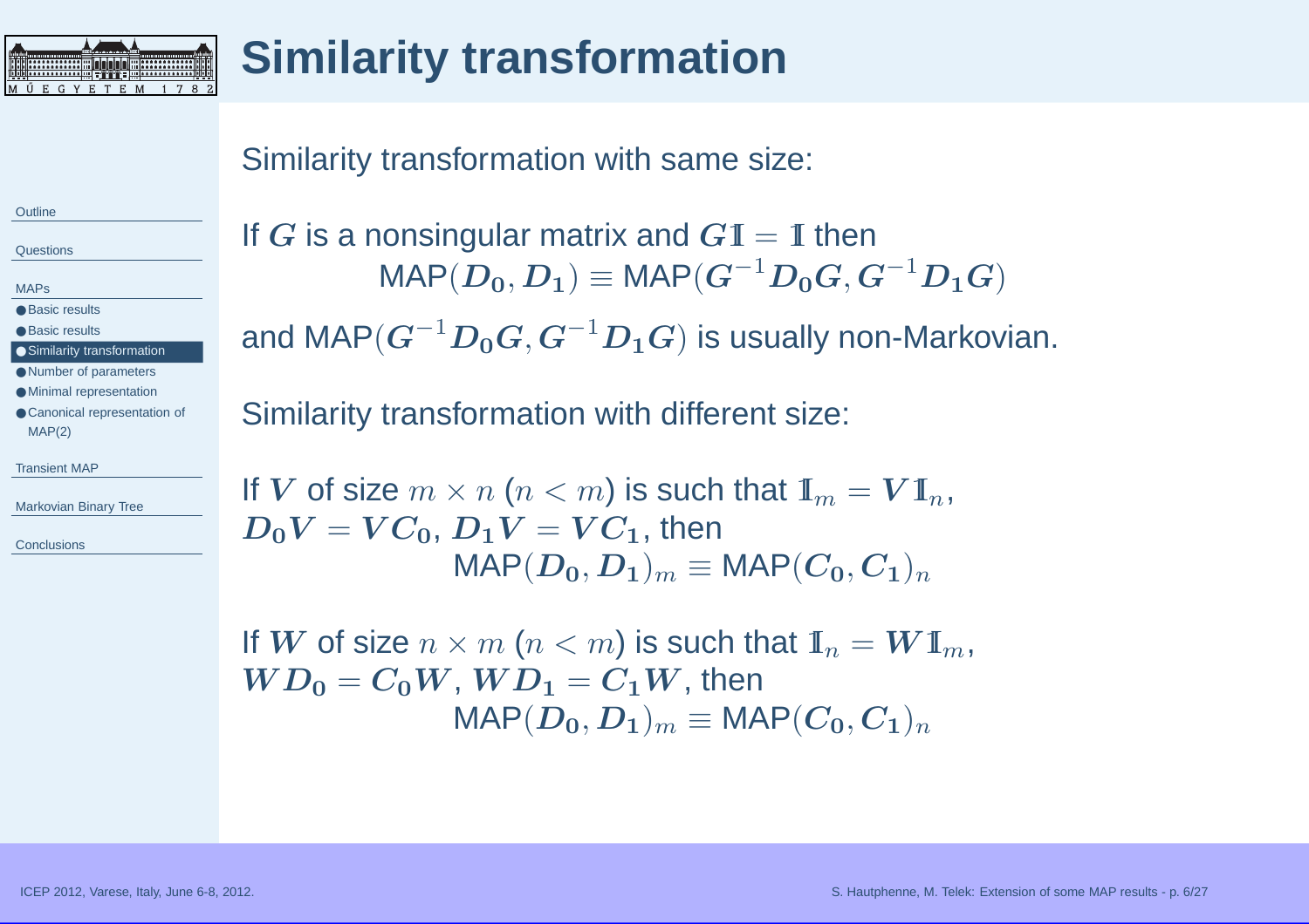# Similarity transformation

Similarity transformation with same size:

If $\boldsymbol{G}$ is a nonsingular matrix and $\boldsymbol{G}\mathbb{1} = \mathbb{1}$ then

$$\text{MAP}(\boldsymbol{D_0}, \boldsymbol{D_1}) \equiv \text{MAP}(\boldsymbol{G}^{-1}\boldsymbol{D_0}\boldsymbol{G}, \boldsymbol{G}^{-1}\boldsymbol{D_1}\boldsymbol{G})$$

and $\text{MAP}(\boldsymbol{G}^{-1}\boldsymbol{D_0}\boldsymbol{G}, \boldsymbol{G}^{-1}\boldsymbol{D_1}\boldsymbol{G})$ is usually non-Markovian.

Similarity transformation with different size:

If $\boldsymbol{V}$ of size $m \times n$ ($n < m$) is such that $\mathbb{1}_m = \boldsymbol{V}\mathbb{1}_n$, $\boldsymbol{D_0}\boldsymbol{V} = \boldsymbol{V}\boldsymbol{C_0}$, $\boldsymbol{D_1}\boldsymbol{V} = \boldsymbol{V}\boldsymbol{C_1}$, then

$$\text{MAP}(\boldsymbol{D_0}, \boldsymbol{D_1})_m \equiv \text{MAP}(\boldsymbol{C_0}, \boldsymbol{C_1})_n$$

If $\boldsymbol{W}$ of size $n \times m$ ($n < m$) is such that $\mathbb{1}_n = \boldsymbol{W}\mathbb{1}_m$, $\boldsymbol{W}\boldsymbol{D_0} = \boldsymbol{C_0}\boldsymbol{W}$, $\boldsymbol{W}\boldsymbol{D_1} = \boldsymbol{C_1}\boldsymbol{W}$, then

$$\text{MAP}(\boldsymbol{D_0}, \boldsymbol{D_1})_m \equiv \text{MAP}(\boldsymbol{C_0}, \boldsymbol{C_1})_n$$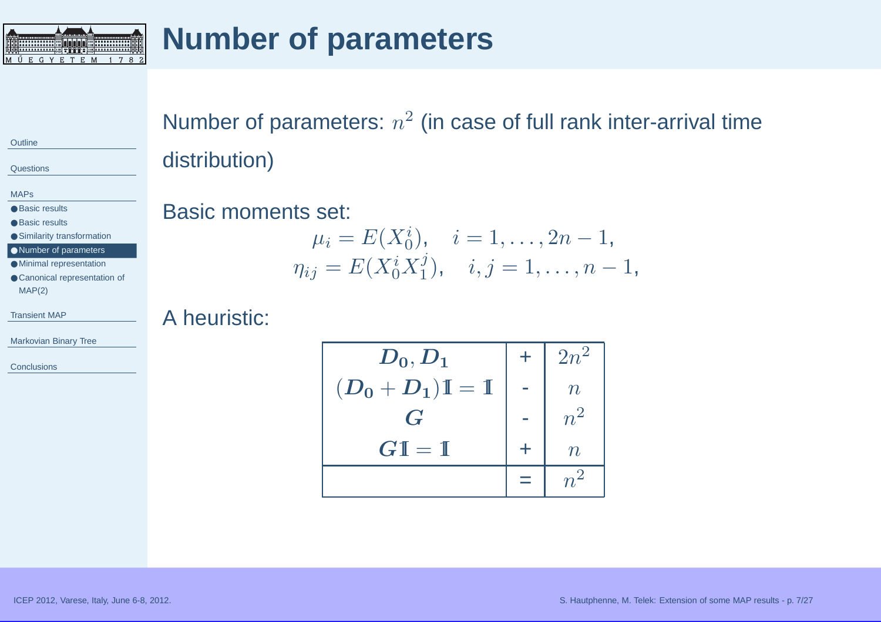# Number of parameters

Number of parameters: $n^2$ (in case of full rank inter-arrival time distribution)

Basic moments set:

$$\mu_i = E(X_0^i), \quad i = 1, \ldots, 2n-1,$$
$$\eta_{ij} = E(X_0^i X_1^j), \quad i, j = 1, \ldots, n-1,$$

A heuristic:

| | | |
|---|---|---|
| $\boldsymbol{D_0}, \boldsymbol{D_1}$ | + | $2n^2$ |
| $(\boldsymbol{D_0} + \boldsymbol{D_1})\mathbb{1} = \mathbb{1}$ | - | $n$ |
| $\boldsymbol{G}$ | - | $n^2$ |
| $\boldsymbol{G}\mathbb{1} = \mathbb{1}$ | + | $n$ |
| | = | $n^2$ |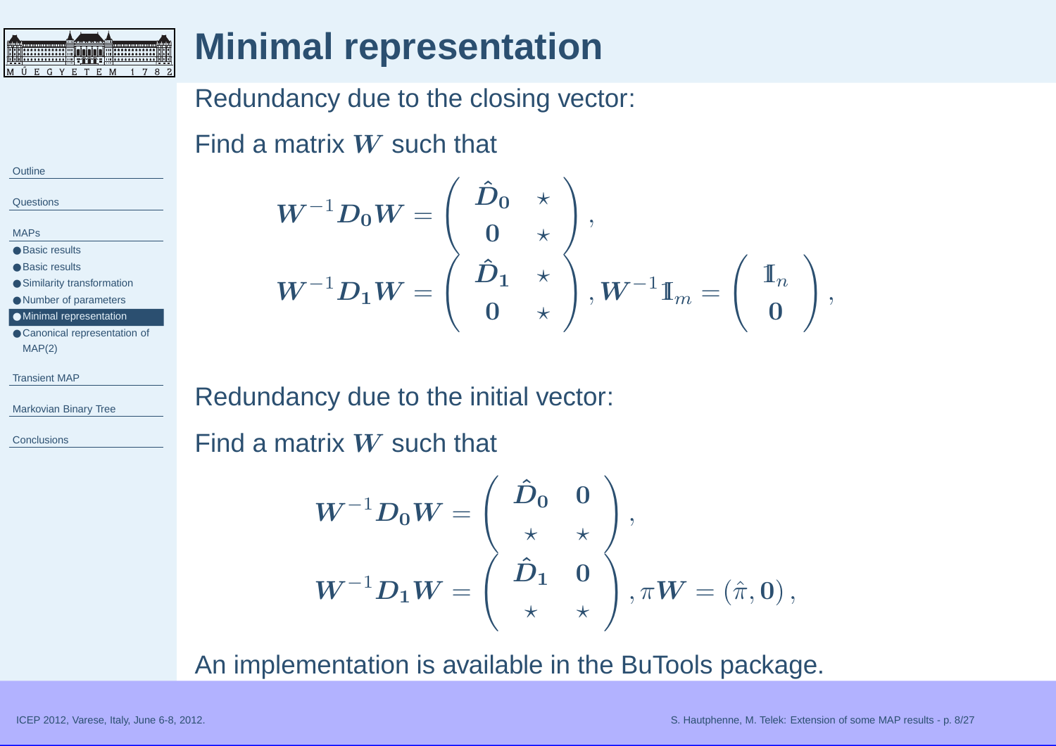# Minimal representation

Redundancy due to the closing vector:

Find a matrix $\boldsymbol{W}$ such that

$$
\boldsymbol{W}^{-1}\boldsymbol{D_0}\boldsymbol{W} = \begin{pmatrix} \hat{\boldsymbol{D}}_{\boldsymbol{0}} & \star \\ \boldsymbol{0} & \star \end{pmatrix},
$$

$$
\boldsymbol{W}^{-1}\boldsymbol{D_1}\boldsymbol{W} = \begin{pmatrix} \hat{\boldsymbol{D}}_{\boldsymbol{1}} & \star \\ \boldsymbol{0} & \star \end{pmatrix}, \boldsymbol{W}^{-1}\mathbb{1}_m = \begin{pmatrix} \mathbb{1}_n \\ \boldsymbol{0} \end{pmatrix},
$$

Redundancy due to the initial vector:

Find a matrix $\boldsymbol{W}$ such that

$$
\boldsymbol{W}^{-1}\boldsymbol{D_0}\boldsymbol{W} = \begin{pmatrix} \hat{\boldsymbol{D}}_{\boldsymbol{0}} & \boldsymbol{0} \\ \star & \star \end{pmatrix},
$$

$$
\boldsymbol{W}^{-1}\boldsymbol{D_1}\boldsymbol{W} = \begin{pmatrix} \hat{\boldsymbol{D}}_{\boldsymbol{1}} & \boldsymbol{0} \\ \star & \star \end{pmatrix}, \pi\boldsymbol{W} = (\hat{\pi}, \boldsymbol{0}),
$$

An implementation is available in the BuTools package.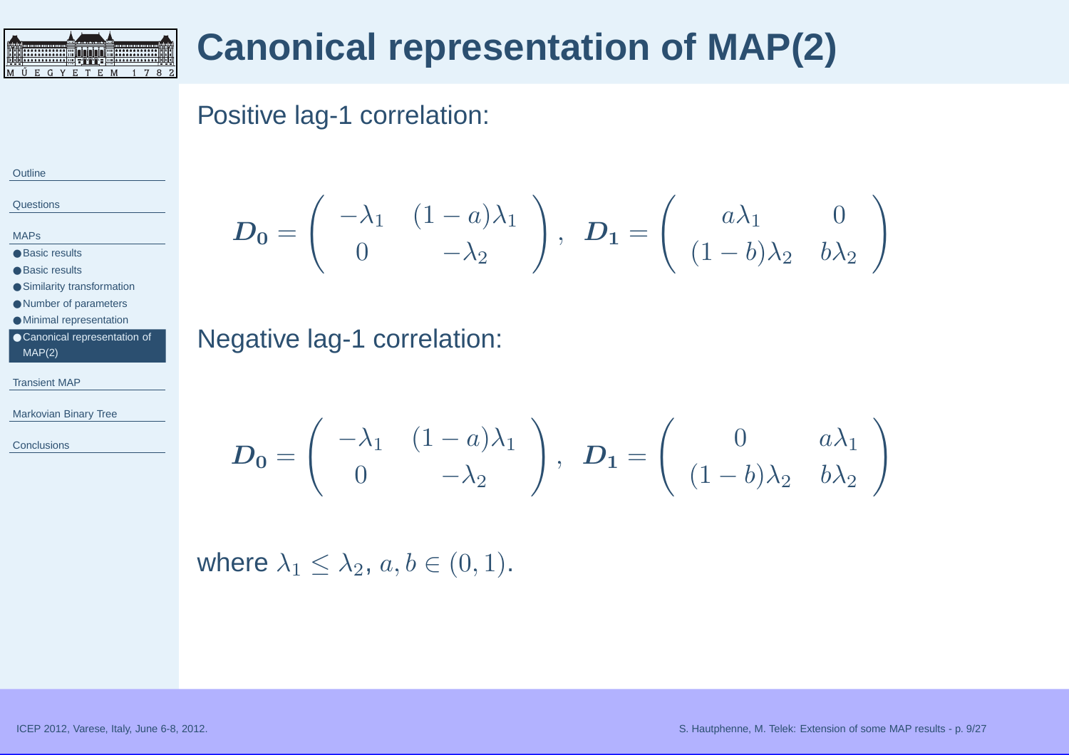# Canonical representation of MAP(2)

Positive lag-1 correlation:

$$\boldsymbol{D_0} = \begin{pmatrix} -\lambda_1 & (1-a)\lambda_1 \\ 0 & -\lambda_2 \end{pmatrix}, \quad \boldsymbol{D_1} = \begin{pmatrix} a\lambda_1 & 0 \\ (1-b)\lambda_2 & b\lambda_2 \end{pmatrix}$$

Negative lag-1 correlation:

$$\boldsymbol{D_0} = \begin{pmatrix} -\lambda_1 & (1-a)\lambda_1 \\ 0 & -\lambda_2 \end{pmatrix}, \quad \boldsymbol{D_1} = \begin{pmatrix} 0 & a\lambda_1 \\ (1-b)\lambda_2 & b\lambda_2 \end{pmatrix}$$

where $\lambda_1 \leq \lambda_2$, $a, b \in (0, 1)$.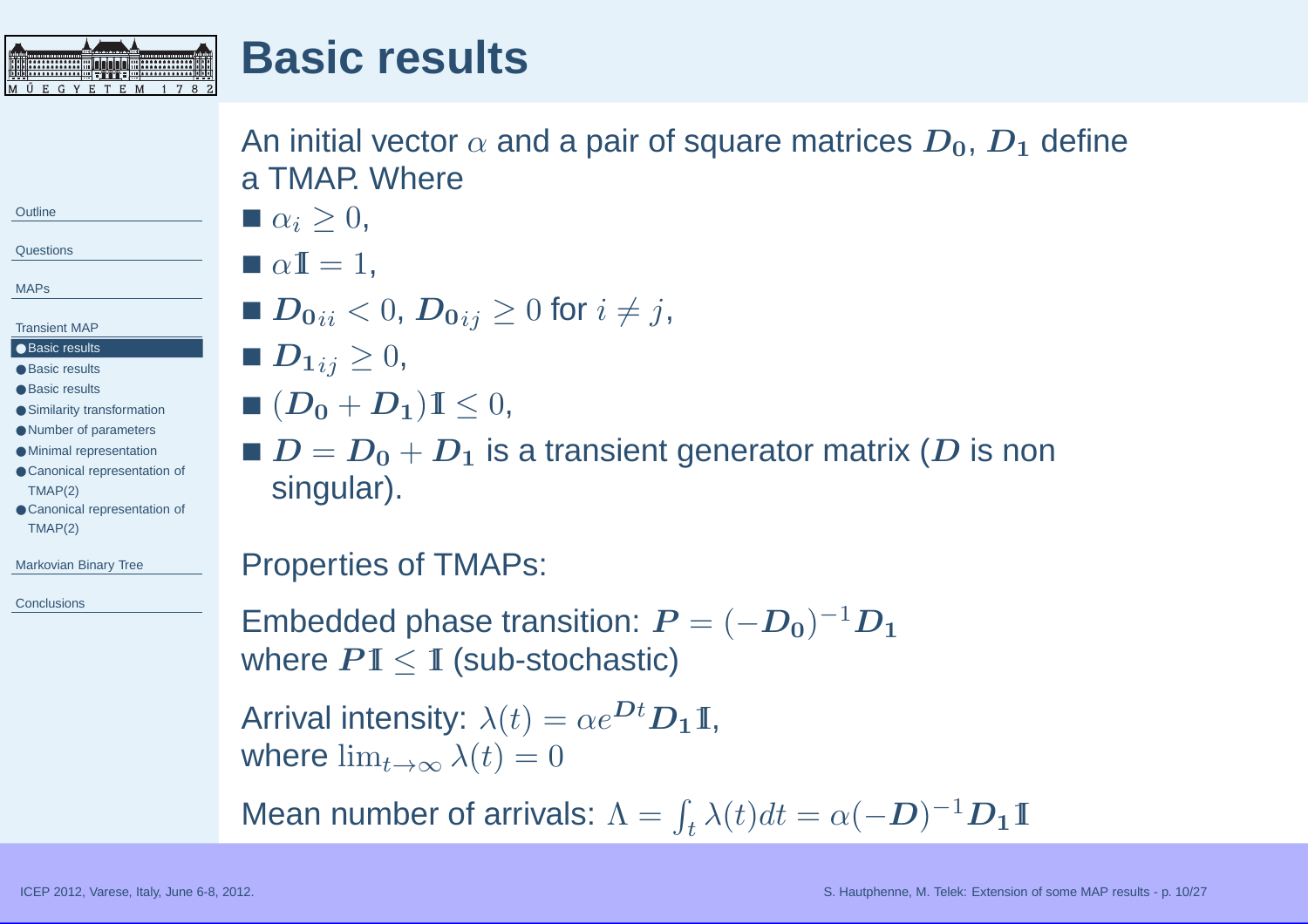# Basic results

An initial vector $\alpha$ and a pair of square matrices $\boldsymbol{D_0}$, $\boldsymbol{D_1}$ define a TMAP. Where

- $\alpha_i \geq 0$,
- $\alpha \mathbb{1} = 1$,
- $\boldsymbol{D_0}_{ii} < 0$, $\boldsymbol{D_0}_{ij} \geq 0$ for $i \neq j$,
- $\boldsymbol{D_1}_{ij} \geq 0$,
- $(\boldsymbol{D_0} + \boldsymbol{D_1})\mathbb{1} \leq 0$,
- $\boldsymbol{D} = \boldsymbol{D_0} + \boldsymbol{D_1}$ is a transient generator matrix ($\boldsymbol{D}$ is non singular).

Properties of TMAPs:

Embedded phase transition: $\boldsymbol{P} = (-\boldsymbol{D_0})^{-1}\boldsymbol{D_1}$
where $\boldsymbol{P}\mathbb{1} \leq \mathbb{1}$ (sub-stochastic)

Arrival intensity: $\lambda(t) = \alpha e^{\boldsymbol{D}t}\boldsymbol{D_1}\mathbb{1}$,
where $\lim_{t\to\infty} \lambda(t) = 0$

Mean number of arrivals: $\Lambda = \int_t \lambda(t)dt = \alpha(-\boldsymbol{D})^{-1}\boldsymbol{D_1}\mathbb{1}$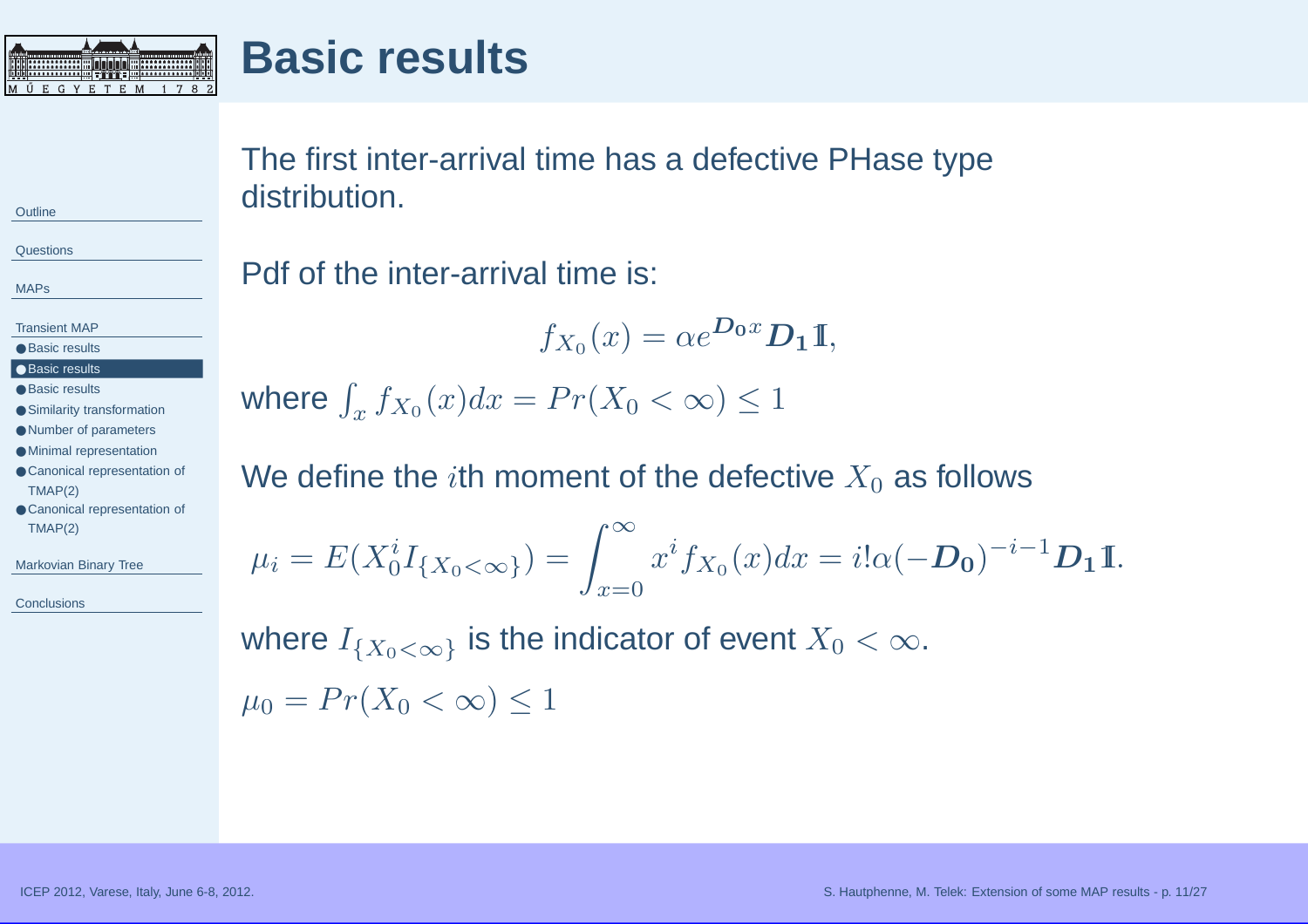# Basic results

The first inter-arrival time has a defective PHase type distribution.

Pdf of the inter-arrival time is:

$$f_{X_0}(x) = \alpha e^{\boldsymbol{D_0} x} \boldsymbol{D_1} \mathbb{1},$$

where $\int_x f_{X_0}(x)dx = Pr(X_0 < \infty) \leq 1$

We define the $i$th moment of the defective $X_0$ as follows

$$\mu_i = E(X_0^i I_{\{X_0<\infty\}}) = \int_{x=0}^{\infty} x^i f_{X_0}(x)dx = i!\alpha(-\boldsymbol{D_0})^{-i-1}\boldsymbol{D_1}\mathbb{1}.$$

where $I_{\{X_0<\infty\}}$ is the indicator of event $X_0 < \infty$.

$\mu_0 = Pr(X_0 < \infty) \leq 1$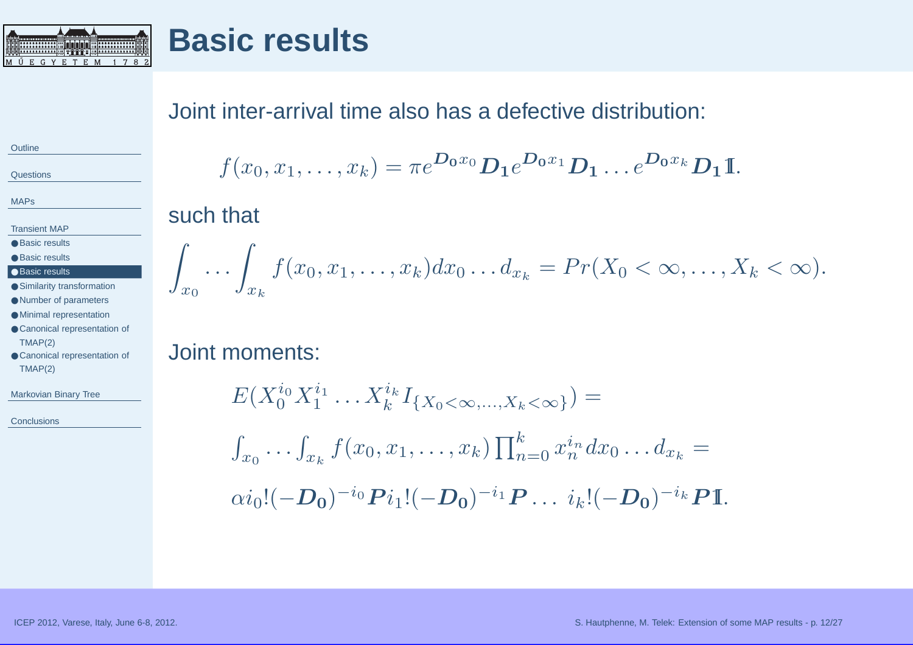# Basic results

Joint inter-arrival time also has a defective distribution:

$$f(x_0, x_1, \ldots, x_k) = \pi e^{\boldsymbol{D_0} x_0} \boldsymbol{D_1} e^{\boldsymbol{D_0} x_1} \boldsymbol{D_1} \ldots e^{\boldsymbol{D_0} x_k} \boldsymbol{D_1} \mathbb{1}.$$

such that

$$\int_{x_0} \ldots \int_{x_k} f(x_0, x_1, \ldots, x_k) dx_0 \ldots d_{x_k} = Pr(X_0 < \infty, \ldots, X_k < \infty).$$

Joint moments:

$$E(X_0^{i_0} X_1^{i_1} \ldots X_k^{i_k} I_{\{X_0 < \infty, \ldots, X_k < \infty\}}) =$$

$$\int_{x_0} \ldots \int_{x_k} f(x_0, x_1, \ldots, x_k) \prod_{n=0}^{k} x_n^{i_n} dx_0 \ldots d_{x_k} =$$

$$\alpha i_0! (-\boldsymbol{D_0})^{-i_0} \boldsymbol{P} i_1! (-\boldsymbol{D_0})^{-i_1} \boldsymbol{P} \ldots \; i_k! (-\boldsymbol{D_0})^{-i_k} \boldsymbol{P} \mathbb{1}.$$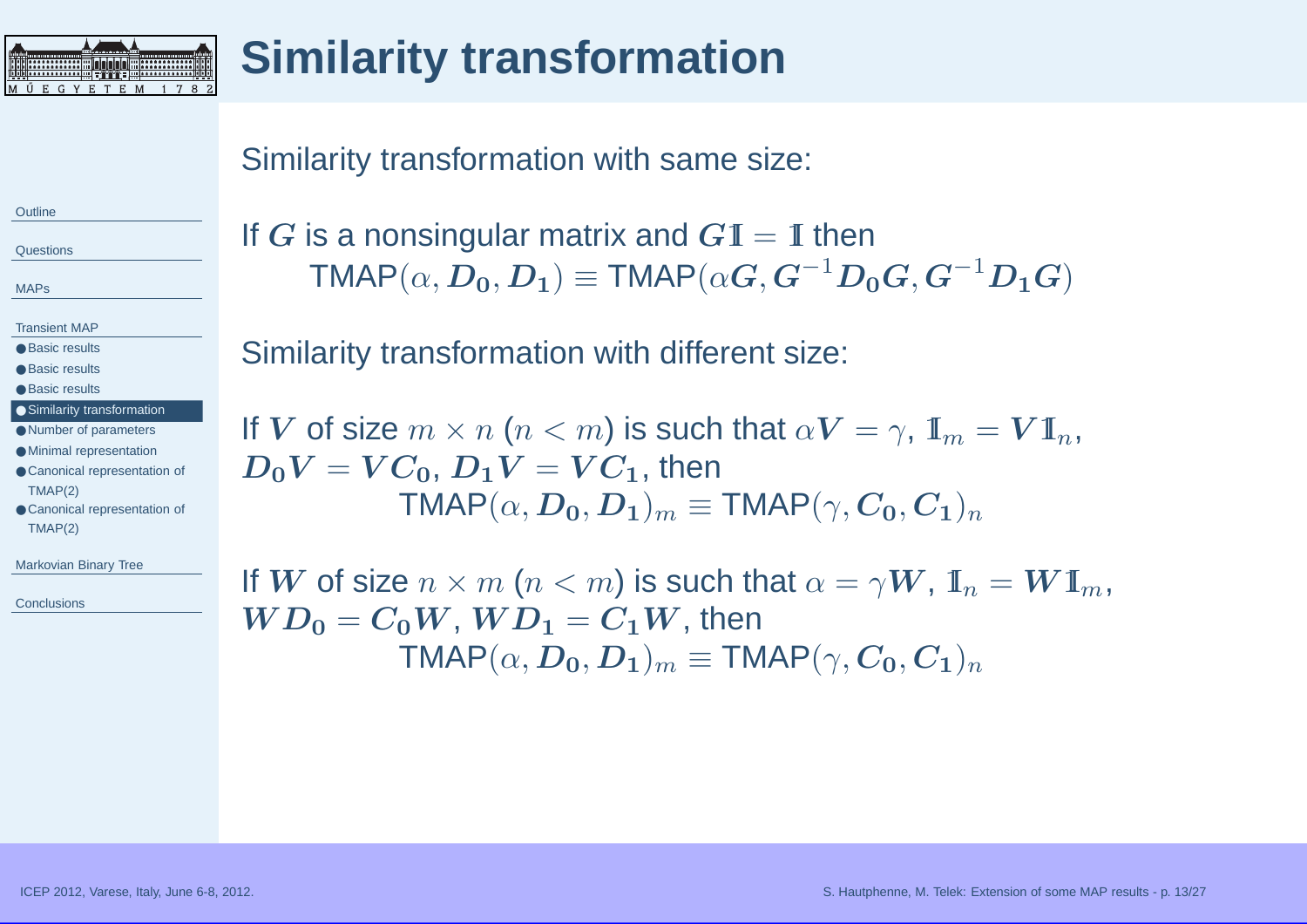# Similarity transformation

Similarity transformation with same size:

If $\boldsymbol{G}$ is a nonsingular matrix and $\boldsymbol{G}\mathbb{1} = \mathbb{1}$ then

$$\text{TMAP}(\alpha, \boldsymbol{D_0}, \boldsymbol{D_1}) \equiv \text{TMAP}(\alpha\boldsymbol{G}, \boldsymbol{G}^{-1}\boldsymbol{D_0}\boldsymbol{G}, \boldsymbol{G}^{-1}\boldsymbol{D_1}\boldsymbol{G})$$

Similarity transformation with different size:

If $\boldsymbol{V}$ of size $m \times n$ ($n < m$) is such that $\alpha\boldsymbol{V} = \gamma$, $\mathbb{1}_m = \boldsymbol{V}\mathbb{1}_n$, $\boldsymbol{D_0}\boldsymbol{V} = \boldsymbol{V}\boldsymbol{C_0}$, $\boldsymbol{D_1}\boldsymbol{V} = \boldsymbol{V}\boldsymbol{C_1}$, then

$$\text{TMAP}(\alpha, \boldsymbol{D_0}, \boldsymbol{D_1})_m \equiv \text{TMAP}(\gamma, \boldsymbol{C_0}, \boldsymbol{C_1})_n$$

If $\boldsymbol{W}$ of size $n \times m$ ($n < m$) is such that $\alpha = \gamma\boldsymbol{W}$, $\mathbb{1}_n = \boldsymbol{W}\mathbb{1}_m$, $\boldsymbol{W}\boldsymbol{D_0} = \boldsymbol{C_0}\boldsymbol{W}$, $\boldsymbol{W}\boldsymbol{D_1} = \boldsymbol{C_1}\boldsymbol{W}$, then

$$\text{TMAP}(\alpha, \boldsymbol{D_0}, \boldsymbol{D_1})_m \equiv \text{TMAP}(\gamma, \boldsymbol{C_0}, \boldsymbol{C_1})_n$$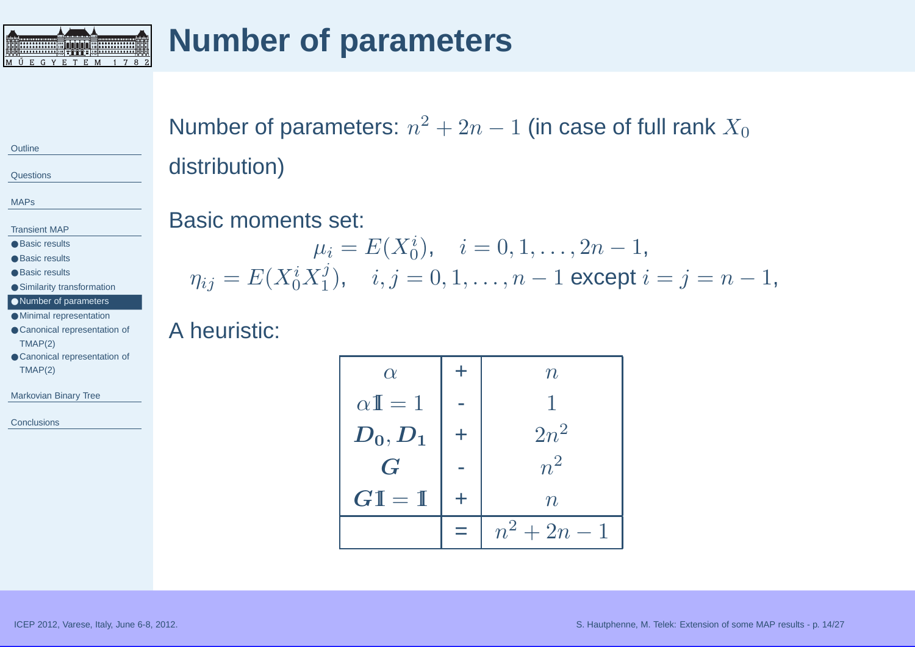# Number of parameters

Number of parameters: $n^2 + 2n - 1$ (in case of full rank $X_0$ distribution)

Basic moments set:

$$\mu_i = E(X_0^i), \quad i = 0, 1, \dots, 2n-1,$$
$$\eta_{ij} = E(X_0^i X_1^j), \quad i, j = 0, 1, \dots, n-1 \text{ except } i = j = n-1,$$

A heuristic:

| | | |
|---|---|---|
| $\alpha$ | + | $n$ |
| $\alpha \mathbb{1} = 1$ | - | $1$ |
| $\boldsymbol{D_0}, \boldsymbol{D_1}$ | + | $2n^2$ |
| $\boldsymbol{G}$ | - | $n^2$ |
| $\boldsymbol{G}\mathbb{1} = \mathbb{1}$ | + | $n$ |
| | = | $n^2 + 2n - 1$ |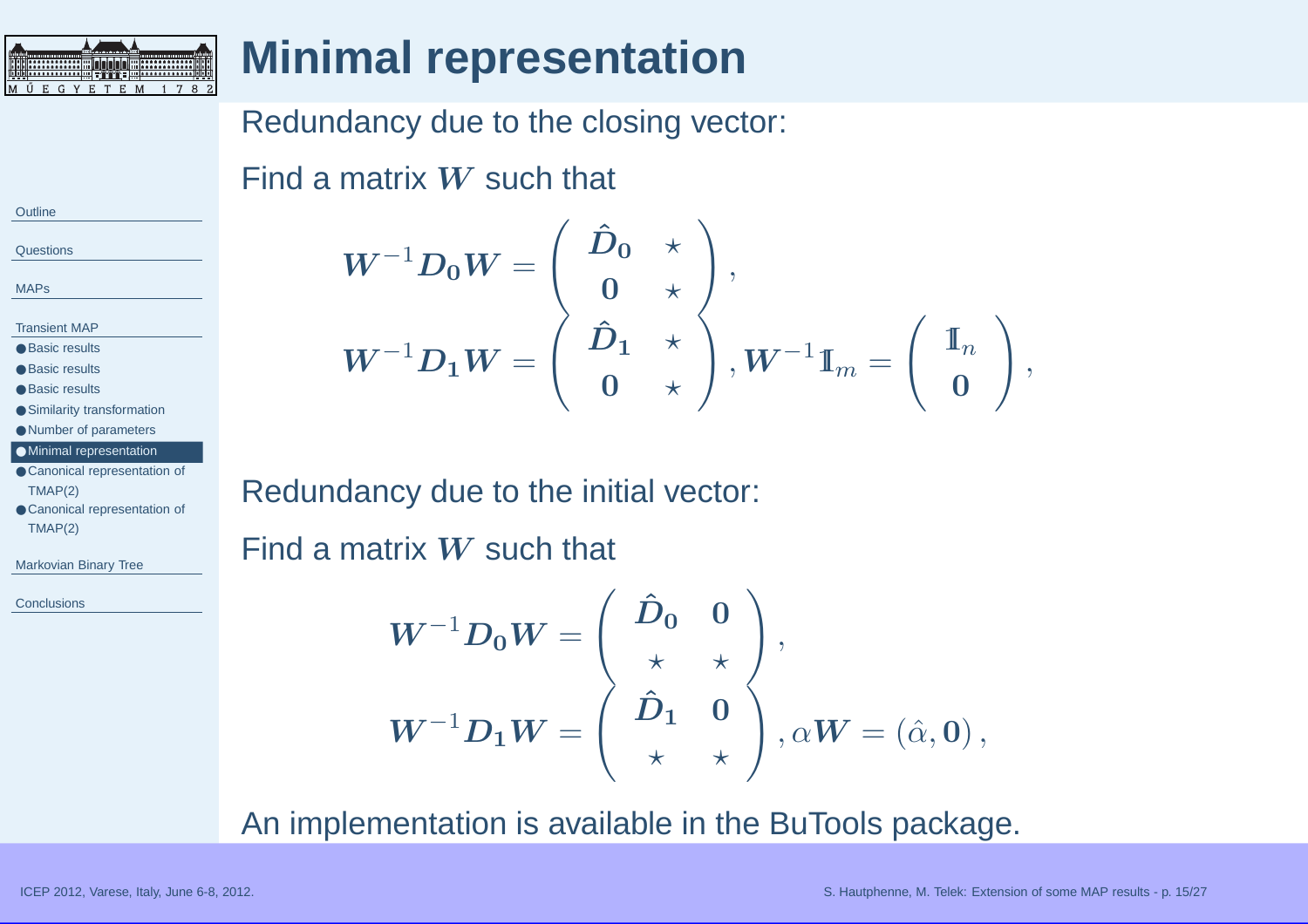# Minimal representation

Redundancy due to the closing vector:

Find a matrix $\boldsymbol{W}$ such that

$$\boldsymbol{W}^{-1}\boldsymbol{D_0}\boldsymbol{W} = \begin{pmatrix} \hat{\boldsymbol{D}}_{\boldsymbol{0}} & \star \\ \boldsymbol{0} & \star \end{pmatrix},$$

$$\boldsymbol{W}^{-1}\boldsymbol{D_1}\boldsymbol{W} = \begin{pmatrix} \hat{\boldsymbol{D}}_{\boldsymbol{1}} & \star \\ \boldsymbol{0} & \star \end{pmatrix}, \boldsymbol{W}^{-1}\mathbb{1}_m = \begin{pmatrix} \mathbb{1}_n \\ \boldsymbol{0} \end{pmatrix},$$

Redundancy due to the initial vector:

Find a matrix $\boldsymbol{W}$ such that

$$\boldsymbol{W}^{-1}\boldsymbol{D_0}\boldsymbol{W} = \begin{pmatrix} \hat{\boldsymbol{D}}_{\boldsymbol{0}} & \boldsymbol{0} \\ \star & \star \end{pmatrix},$$

$$\boldsymbol{W}^{-1}\boldsymbol{D_1}\boldsymbol{W} = \begin{pmatrix} \hat{\boldsymbol{D}}_{\boldsymbol{1}} & \boldsymbol{0} \\ \star & \star \end{pmatrix}, \alpha\boldsymbol{W} = (\hat{\alpha}, \boldsymbol{0}),$$

An implementation is available in the BuTools package.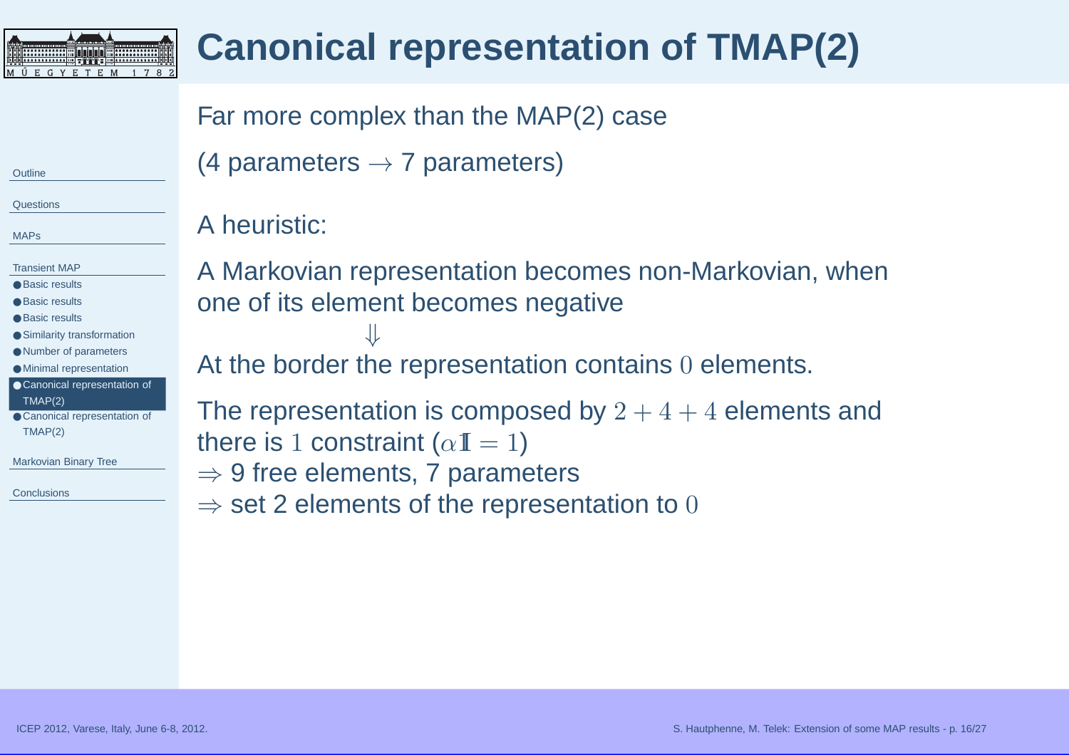# Canonical representation of TMAP(2)

Far more complex than the MAP(2) case

(4 parameters $\rightarrow$ 7 parameters)

A heuristic:

A Markovian representation becomes non-Markovian, when one of its element becomes negative

$\Downarrow$

At the border the representation contains $0$ elements.

The representation is composed by $2 + 4 + 4$ elements and there is $1$ constraint ($\alpha \mathbb{1} = 1$)

$\Rightarrow$ 9 free elements, 7 parameters

$\Rightarrow$ set 2 elements of the representation to $0$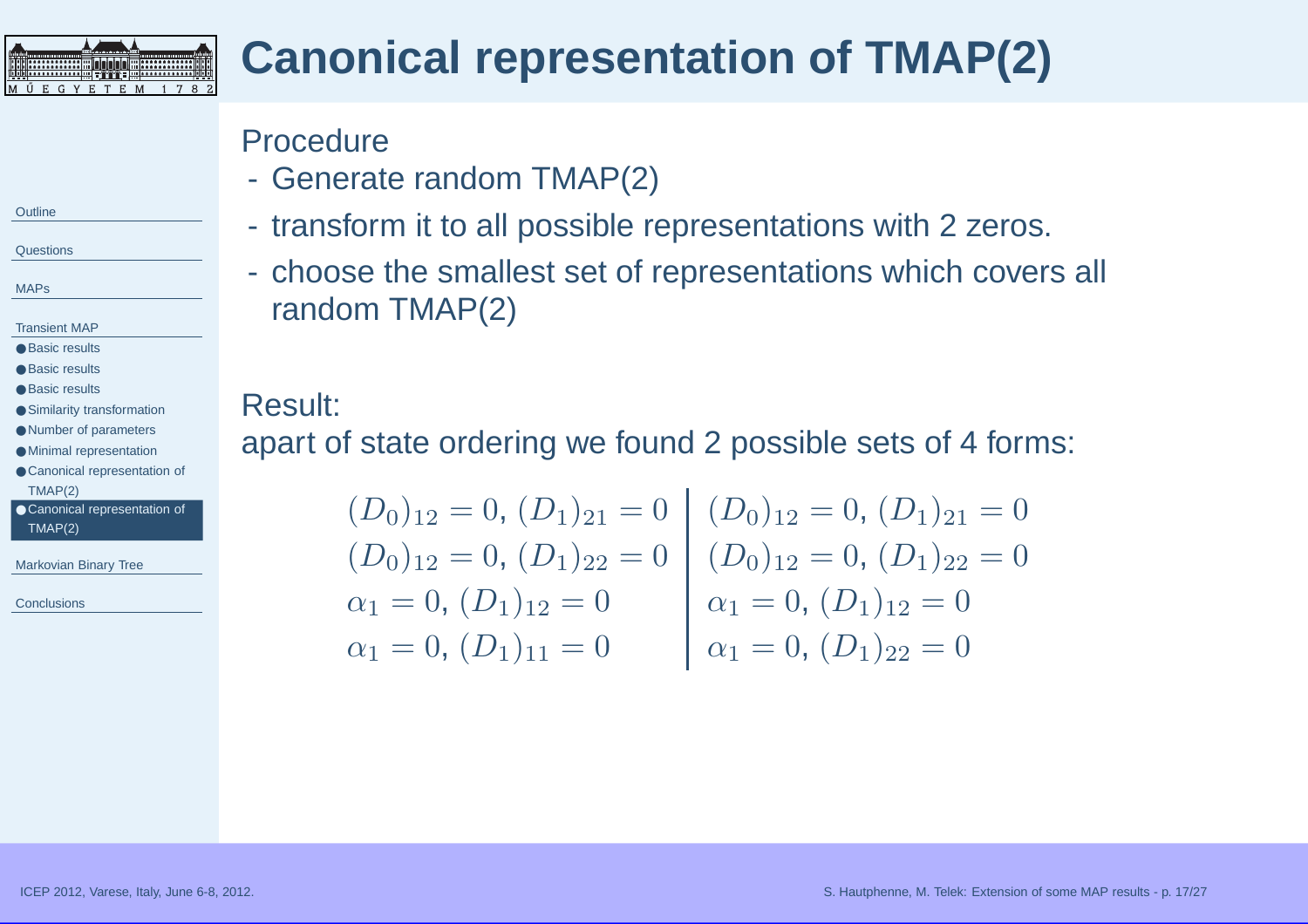# Canonical representation of TMAP(2)

Procedure

- Generate random TMAP(2)
- transform it to all possible representations with 2 zeros.
- choose the smallest set of representations which covers all random TMAP(2)

Result:
apart of state ordering we found 2 possible sets of 4 forms:

| Set 1 | Set 2 |
| --- | --- |
| $(D_0)_{12} = 0$, $(D_1)_{21} = 0$ | $(D_0)_{12} = 0$, $(D_1)_{21} = 0$ |
| $(D_0)_{12} = 0$, $(D_1)_{22} = 0$ | $(D_0)_{12} = 0$, $(D_1)_{22} = 0$ |
| $\alpha_1 = 0$, $(D_1)_{12} = 0$ | $\alpha_1 = 0$, $(D_1)_{12} = 0$ |
| $\alpha_1 = 0$, $(D_1)_{11} = 0$ | $\alpha_1 = 0$, $(D_1)_{22} = 0$ |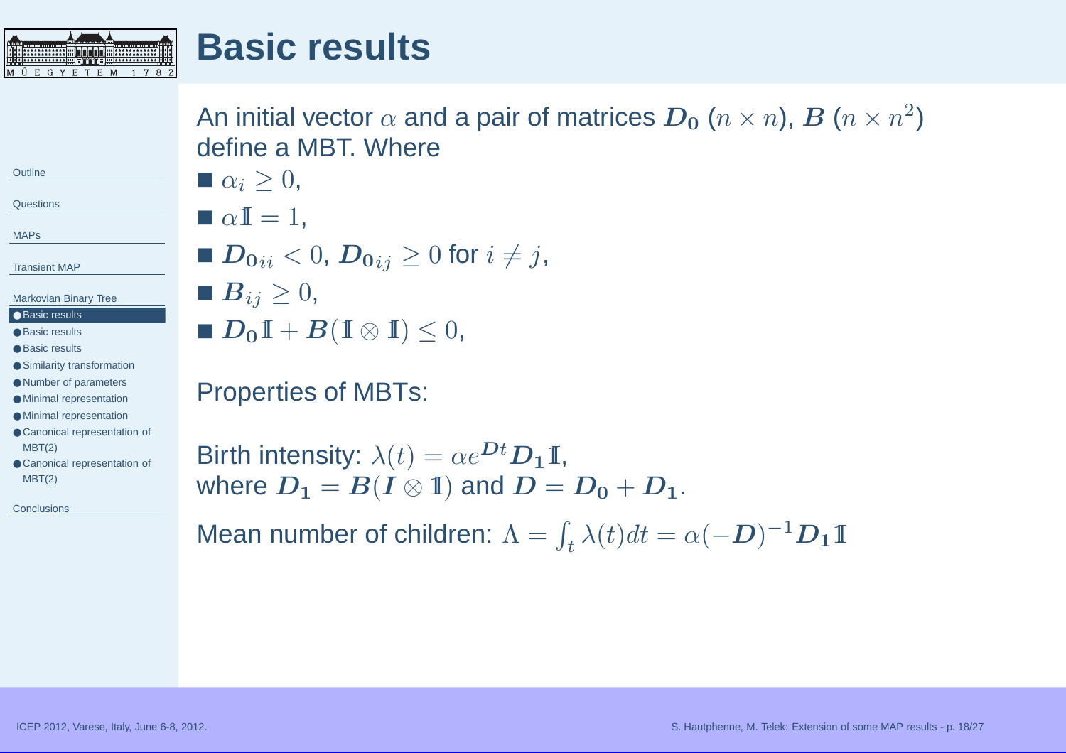# Basic results

An initial vector $\alpha$ and a pair of matrices $\boldsymbol{D_0}$ $(n \times n)$, $\boldsymbol{B}$ $(n \times n^2)$ define a MBT. Where

- $\alpha_i \geq 0$,
- $\alpha \mathbb{1} = 1$,
- $\boldsymbol{D_0}_{ii} < 0$, $\boldsymbol{D_0}_{ij} \geq 0$ for $i \neq j$,
- $\boldsymbol{B}_{ij} \geq 0$,
- $\boldsymbol{D_0}\mathbb{1} + \boldsymbol{B}(\mathbb{1} \otimes \mathbb{1}) \leq 0$,

Properties of MBTs:

Birth intensity: $\lambda(t) = \alpha e^{\boldsymbol{D}t} \boldsymbol{D_1} \mathbb{1}$,
where $\boldsymbol{D_1} = \boldsymbol{B}(\boldsymbol{I} \otimes \mathbb{1})$ and $\boldsymbol{D} = \boldsymbol{D_0} + \boldsymbol{D_1}$.

Mean number of children: $\Lambda = \int_t \lambda(t)dt = \alpha(-\boldsymbol{D})^{-1}\boldsymbol{D_1}\mathbb{1}$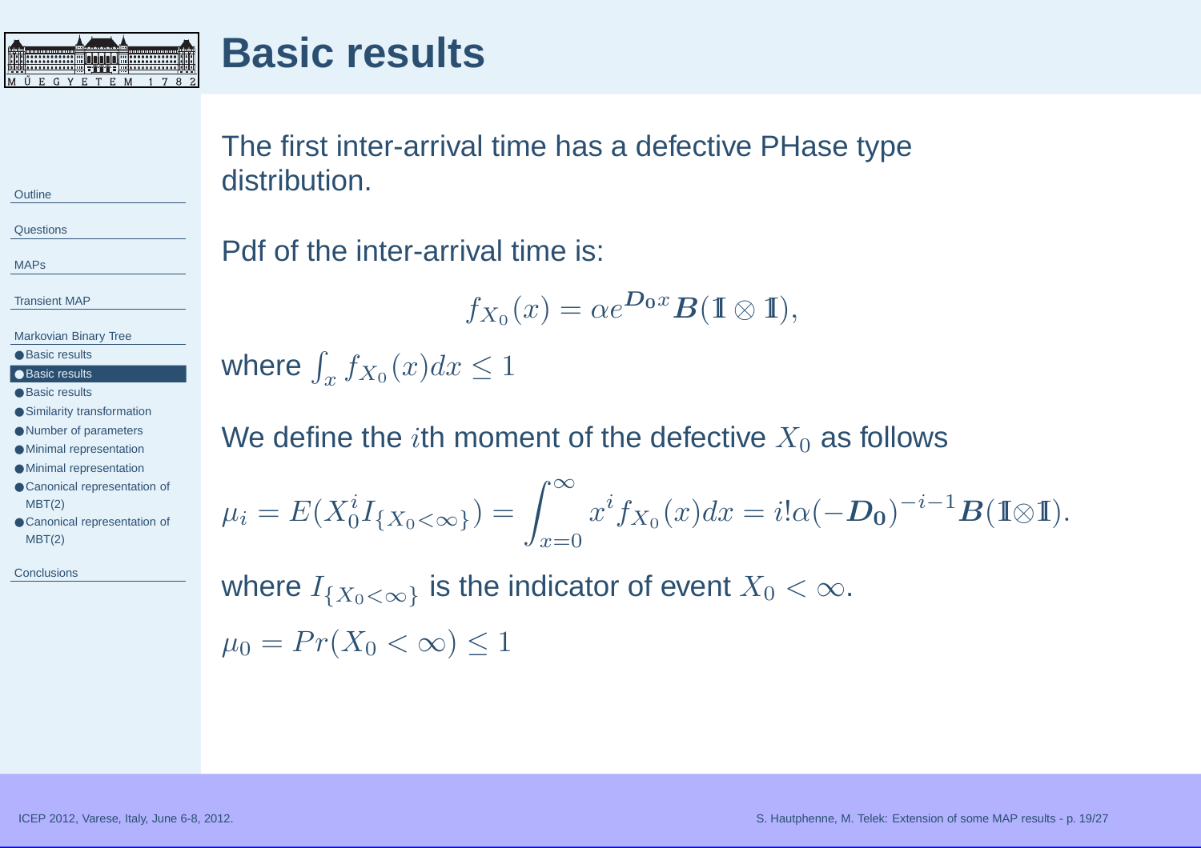# Basic results

The first inter-arrival time has a defective PHase type distribution.

Pdf of the inter-arrival time is:

$$f_{X_0}(x) = \alpha e^{\boldsymbol{D_0} x} \boldsymbol{B}(\mathbb{1} \otimes \mathbb{1}),$$

where $\int_x f_{X_0}(x)dx \leq 1$

We define the $i$th moment of the defective $X_0$ as follows

$$\mu_i = E(X_0^i I_{\{X_0 < \infty\}}) = \int_{x=0}^{\infty} x^i f_{X_0}(x)dx = i! \alpha(-\boldsymbol{D_0})^{-i-1} \boldsymbol{B}(\mathbb{1} \otimes \mathbb{1}).$$

where $I_{\{X_0 < \infty\}}$ is the indicator of event $X_0 < \infty$.

$\mu_0 = Pr(X_0 < \infty) \leq 1$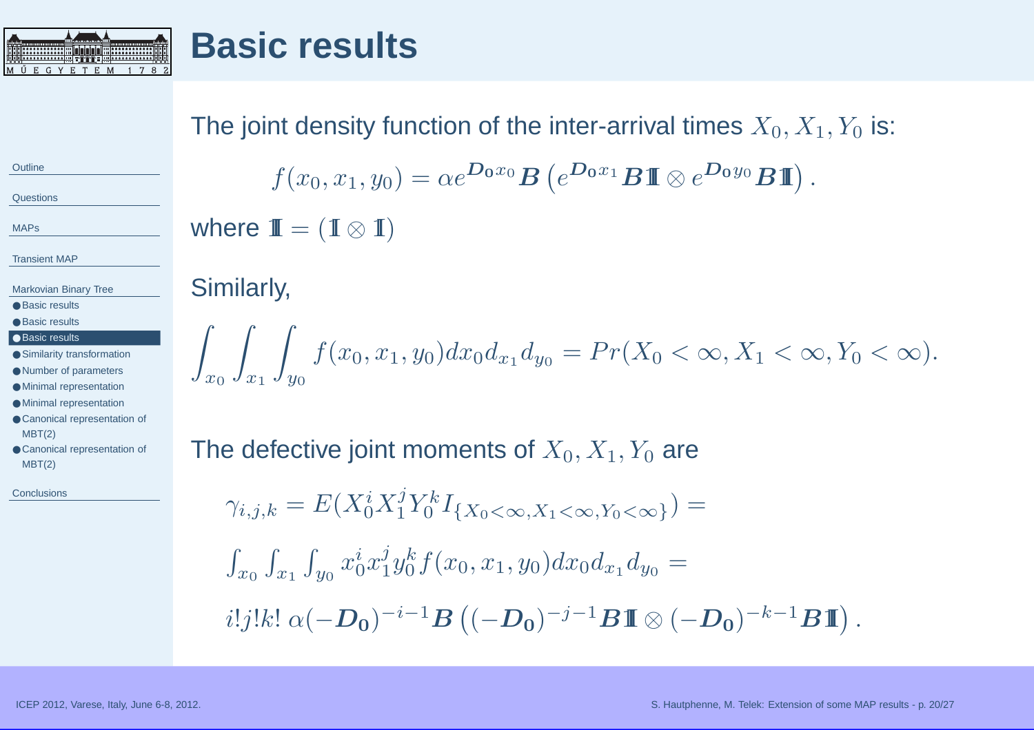# Basic results

The joint density function of the inter-arrival times $X_0, X_1, Y_0$ is:

$$f(x_0, x_1, y_0) = \alpha e^{\boldsymbol{D_0} x_0} \boldsymbol{B} \left( e^{\boldsymbol{D_0} x_1} \boldsymbol{B} \mathbb{I} \otimes e^{\boldsymbol{D_0} y_0} \boldsymbol{B} \mathbb{I} \right).$$

where $\mathbb{I} = (\mathbb{I} \otimes \mathbb{I})$

Similarly,

$$\int_{x_0} \int_{x_1} \int_{y_0} f(x_0, x_1, y_0) dx_0 d_{x_1} d_{y_0} = Pr(X_0 < \infty, X_1 < \infty, Y_0 < \infty).$$

The defective joint moments of $X_0, X_1, Y_0$ are

$$\gamma_{i,j,k} = E(X_0^i X_1^j Y_0^k I_{\{X_0 < \infty, X_1 < \infty, Y_0 < \infty\}}) =$$

$$\int_{x_0} \int_{x_1} \int_{y_0} x_0^i x_1^j y_0^k f(x_0, x_1, y_0) dx_0 d_{x_1} d_{y_0} =$$

$$i!j!k! \; \alpha(-\boldsymbol{D_0})^{-i-1} \boldsymbol{B} \left( (-\boldsymbol{D_0})^{-j-1} \boldsymbol{B} \mathbb{I} \otimes (-\boldsymbol{D_0})^{-k-1} \boldsymbol{B} \mathbb{I} \right).$$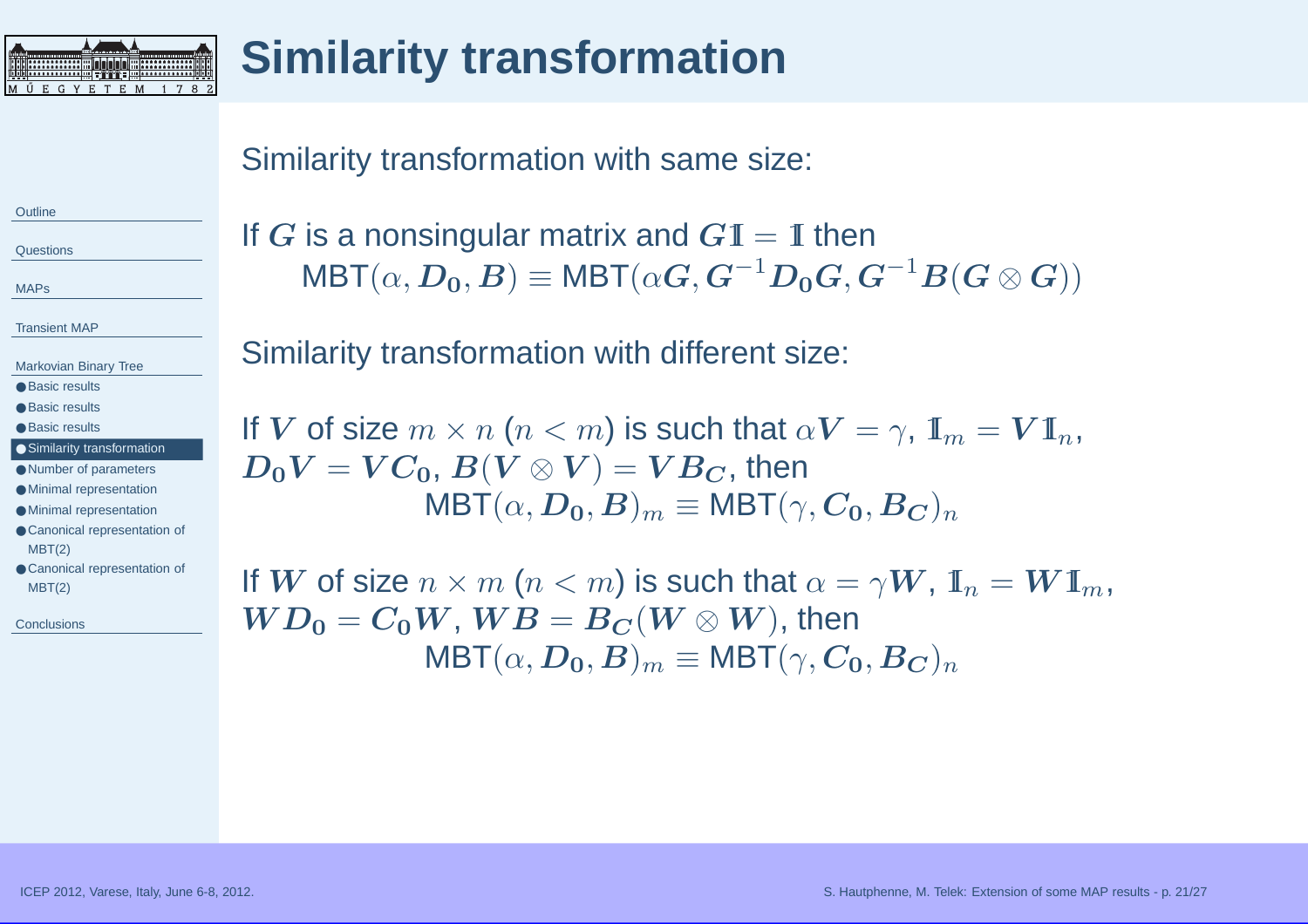# Similarity transformation

Similarity transformation with same size:

If $\boldsymbol{G}$ is a nonsingular matrix and $\boldsymbol{G}\mathbb{1} = \mathbb{1}$ then

$$\text{MBT}(\alpha, \boldsymbol{D_0}, \boldsymbol{B}) \equiv \text{MBT}(\alpha\boldsymbol{G}, \boldsymbol{G}^{-1}\boldsymbol{D_0}\boldsymbol{G}, \boldsymbol{G}^{-1}\boldsymbol{B}(\boldsymbol{G} \otimes \boldsymbol{G}))$$

Similarity transformation with different size:

If $\boldsymbol{V}$ of size $m \times n$ ($n < m$) is such that $\alpha\boldsymbol{V} = \gamma$, $\mathbb{1}_m = \boldsymbol{V}\mathbb{1}_n$, $\boldsymbol{D_0}\boldsymbol{V} = \boldsymbol{V}\boldsymbol{C_0}$, $\boldsymbol{B}(\boldsymbol{V} \otimes \boldsymbol{V}) = \boldsymbol{V}\boldsymbol{B_C}$, then

$$\text{MBT}(\alpha, \boldsymbol{D_0}, \boldsymbol{B})_m \equiv \text{MBT}(\gamma, \boldsymbol{C_0}, \boldsymbol{B_C})_n$$

If $\boldsymbol{W}$ of size $n \times m$ ($n < m$) is such that $\alpha = \gamma\boldsymbol{W}$, $\mathbb{1}_n = \boldsymbol{W}\mathbb{1}_m$, $\boldsymbol{W}\boldsymbol{D_0} = \boldsymbol{C_0}\boldsymbol{W}$, $\boldsymbol{W}\boldsymbol{B} = \boldsymbol{B_C}(\boldsymbol{W} \otimes \boldsymbol{W})$, then

$$\text{MBT}(\alpha, \boldsymbol{D_0}, \boldsymbol{B})_m \equiv \text{MBT}(\gamma, \boldsymbol{C_0}, \boldsymbol{B_C})_n$$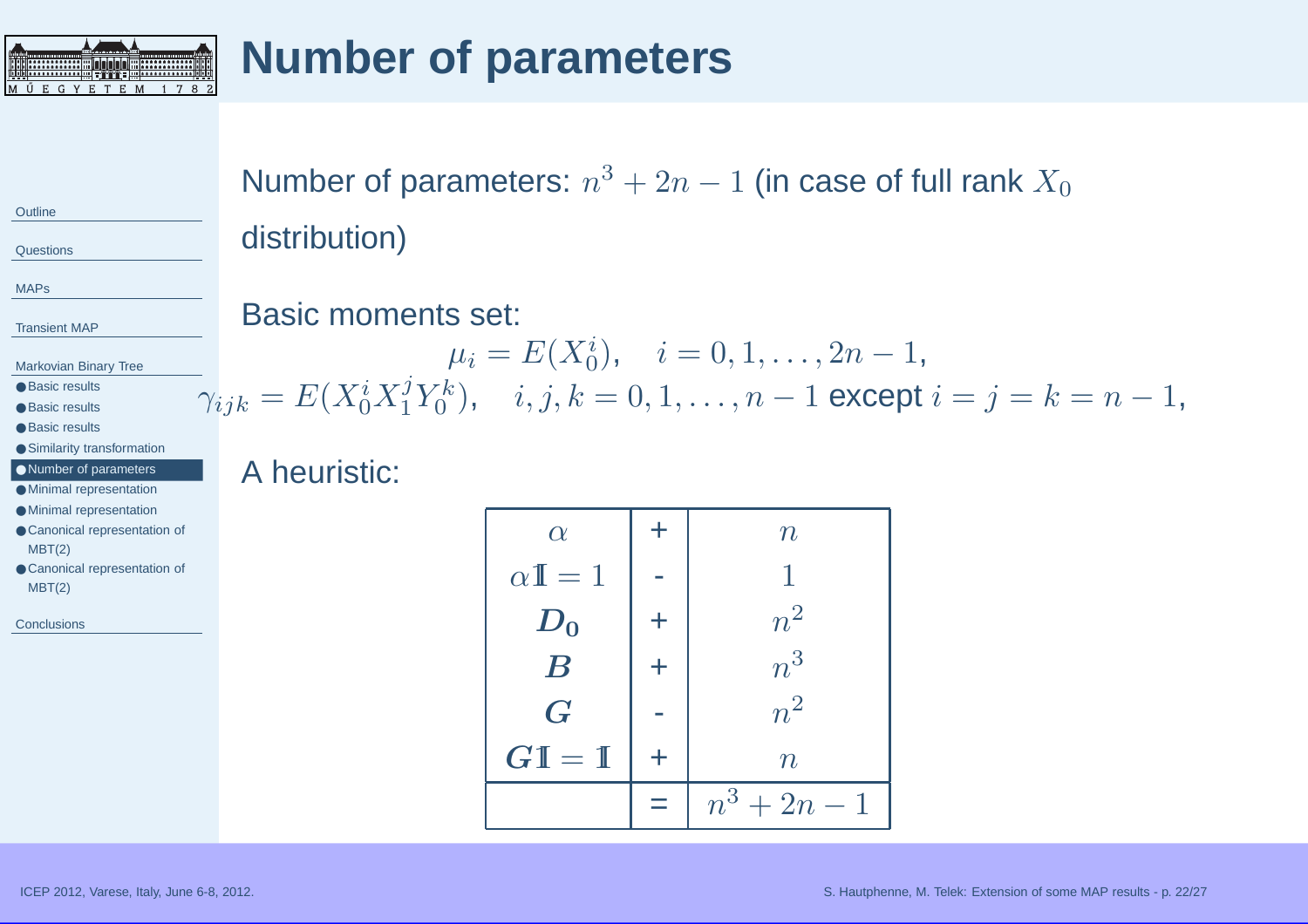# Number of parameters

Number of parameters: $n^3 + 2n - 1$ (in case of full rank $X_0$ distribution)

Basic moments set:

$$\mu_i = E(X_0^i), \quad i = 0, 1, \ldots, 2n-1,$$

$$\gamma_{ijk} = E(X_0^i X_1^j Y_0^k), \quad i, j, k = 0, 1, \ldots, n-1 \text{ except } i = j = k = n-1,$$

A heuristic:

| | | |
|---|---|---|
| $\alpha$ | + | $n$ |
| $\alpha \mathbb{1} = 1$ | - | $1$ |
| $\boldsymbol{D_0}$ | + | $n^2$ |
| $\boldsymbol{B}$ | + | $n^3$ |
| $\boldsymbol{G}$ | - | $n^2$ |
| $\boldsymbol{G}\mathbb{1} = \mathbb{1}$ | + | $n$ |
| | = | $n^3 + 2n - 1$ |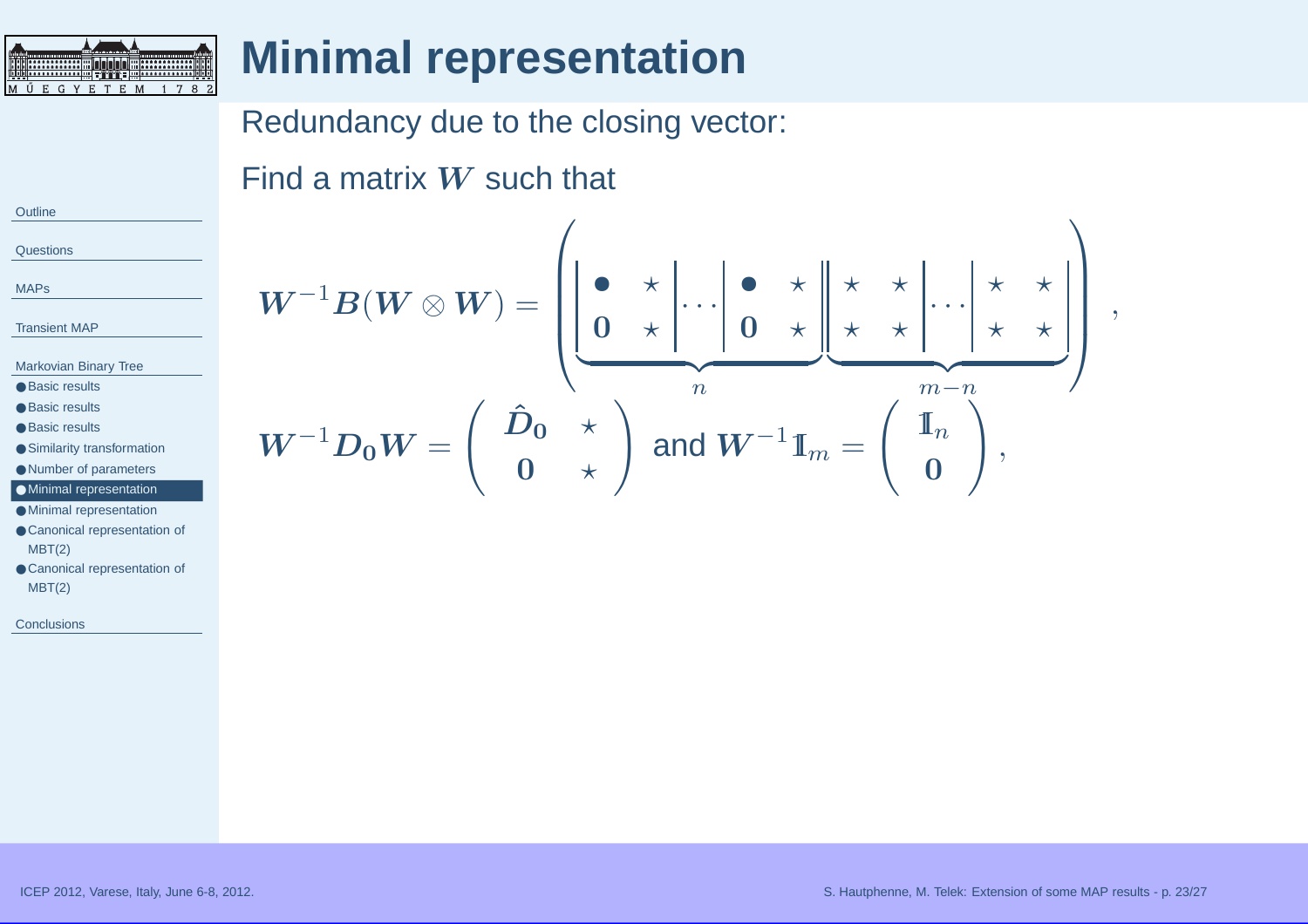# Minimal representation

Redundancy due to the closing vector:

Find a matrix $\boldsymbol{W}$ such that

$$\boldsymbol{W}^{-1}\boldsymbol{B}(\boldsymbol{W}\otimes\boldsymbol{W}) = \left( \underbrace{\left| \begin{matrix} \bullet & \star \\ \mathbf{0} & \star \end{matrix} \right| \cdots \left| \begin{matrix} \bullet & \star \\ \mathbf{0} & \star \end{matrix} \right|}_{n} \underbrace{\left| \begin{matrix} \star & \star \\ \star & \star \end{matrix} \right| \cdots \left| \begin{matrix} \star & \star \\ \star & \star \end{matrix} \right|}_{m-n} \right),$$

$$\boldsymbol{W}^{-1}\boldsymbol{D_0}\boldsymbol{W} = \begin{pmatrix} \hat{\boldsymbol{D}}_0 & \star \\ \mathbf{0} & \star \end{pmatrix} \text{ and } \boldsymbol{W}^{-1}\mathbb{1}_m = \begin{pmatrix} \mathbb{1}_n \\ \mathbf{0} \end{pmatrix},$$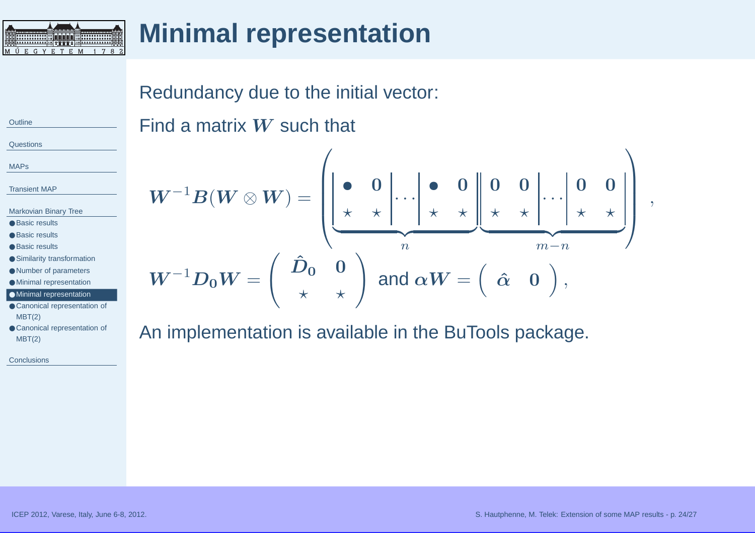# Minimal representation

Redundancy due to the initial vector:

Find a matrix $\boldsymbol{W}$ such that

$$
\boldsymbol{W}^{-1}\boldsymbol{B}(\boldsymbol{W}\otimes\boldsymbol{W}) = \left( \underbrace{\left|\begin{array}{cc} \bullet & \mathbf{0} \\ \star & \star \end{array}\right| \cdots \left|\begin{array}{cc} \bullet & \mathbf{0} \\ \star & \star \end{array}\right|}_{n} \underbrace{\left|\begin{array}{cc} \mathbf{0} & \mathbf{0} \\ \star & \star \end{array}\right| \cdots \left|\begin{array}{cc} \mathbf{0} & \mathbf{0} \\ \star & \star \end{array}\right|}_{m-n} \right),
$$

$$
\boldsymbol{W}^{-1}\boldsymbol{D_0}\boldsymbol{W} = \begin{pmatrix} \hat{\boldsymbol{D}}_0 & \mathbf{0} \\ \star & \star \end{pmatrix} \text{ and } \boldsymbol{\alpha}\boldsymbol{W} = \begin{pmatrix} \hat{\boldsymbol{\alpha}} & \mathbf{0} \end{pmatrix},
$$

An implementation is available in the BuTools package.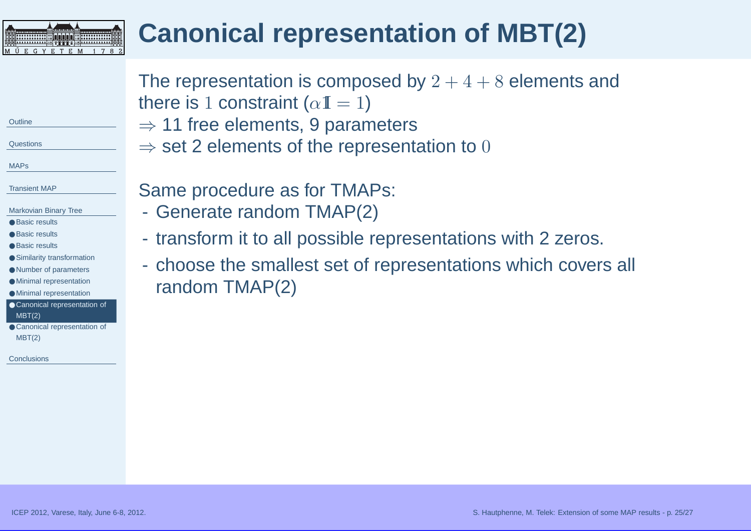# Canonical representation of MBT(2)

The representation is composed by $2 + 4 + 8$ elements and there is $1$ constraint ($\alpha \mathbb{1} = 1$)

$\Rightarrow$ 11 free elements, 9 parameters

$\Rightarrow$ set 2 elements of the representation to $0$

Same procedure as for TMAPs:

- Generate random TMAP(2)
- transform it to all possible representations with 2 zeros.
- choose the smallest set of representations which covers all random TMAP(2)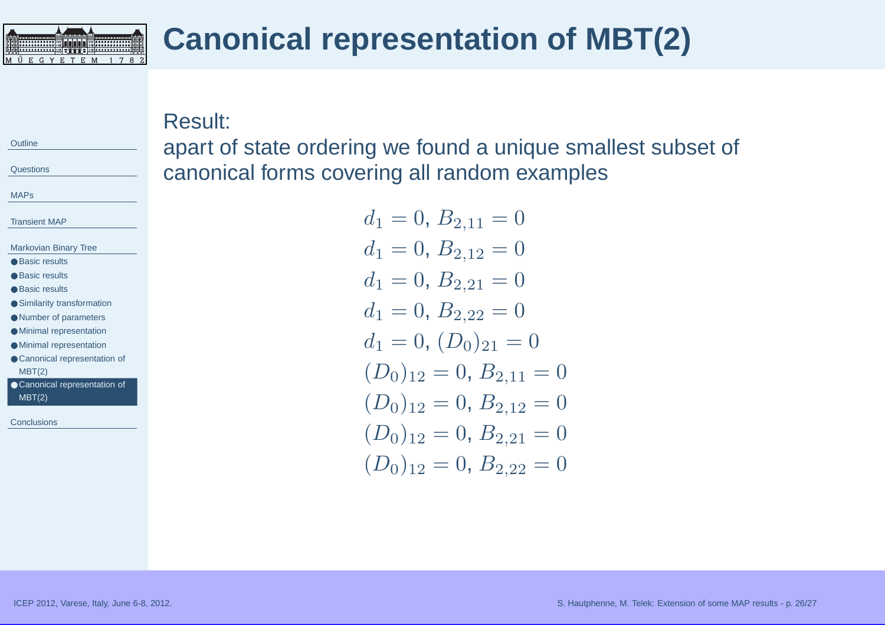# Canonical representation of MBT(2)

Result:

apart of state ordering we found a unique smallest subset of canonical forms covering all random examples

$$d_1 = 0,\ B_{2,11} = 0$$
$$d_1 = 0,\ B_{2,12} = 0$$
$$d_1 = 0,\ B_{2,21} = 0$$
$$d_1 = 0,\ B_{2,22} = 0$$
$$d_1 = 0,\ (D_0)_{21} = 0$$
$$(D_0)_{12} = 0,\ B_{2,11} = 0$$
$$(D_0)_{12} = 0,\ B_{2,12} = 0$$
$$(D_0)_{12} = 0,\ B_{2,21} = 0$$
$$(D_0)_{12} = 0,\ B_{2,22} = 0$$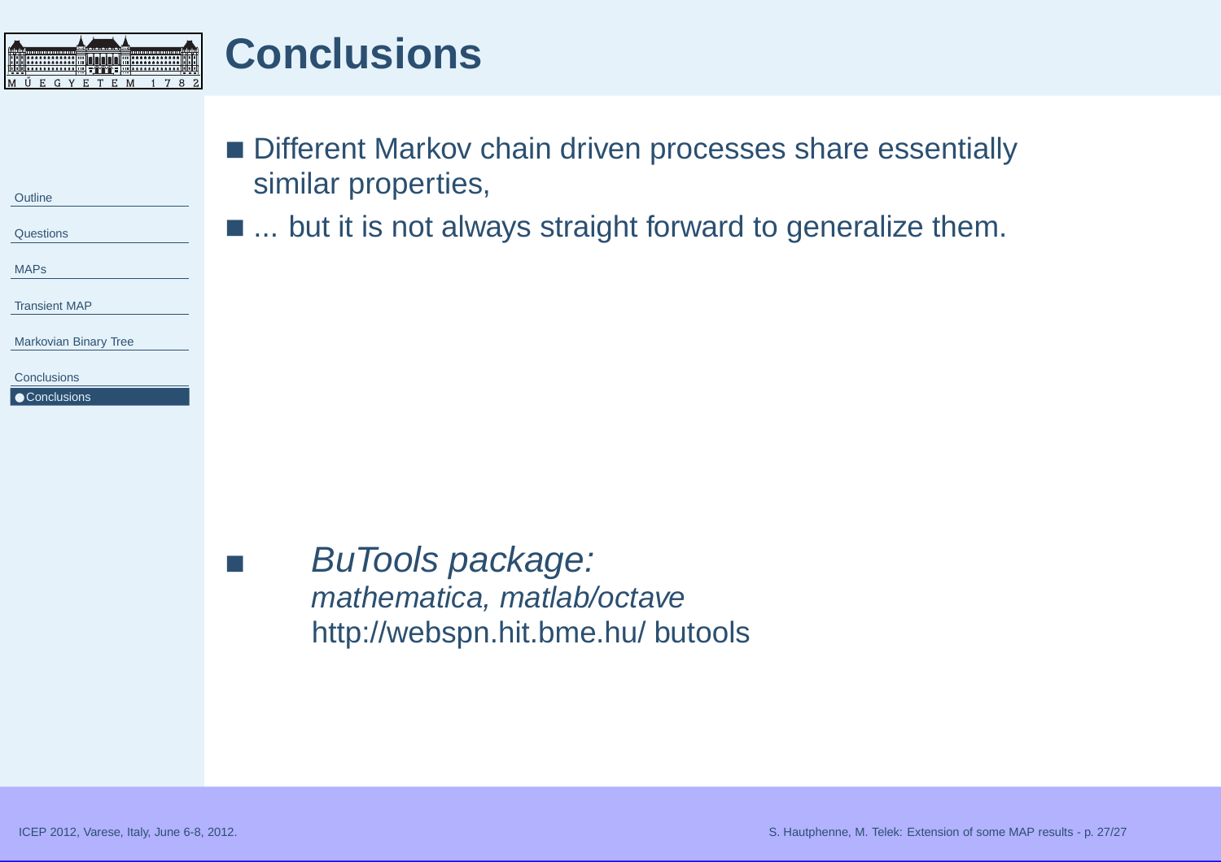# Conclusions

- Different Markov chain driven processes share essentially similar properties,
- ... but it is not always straight forward to generalize them.

- *BuTools package:*
  *mathematica, matlab/octave*
  http://webspn.hit.bme.hu/ butools